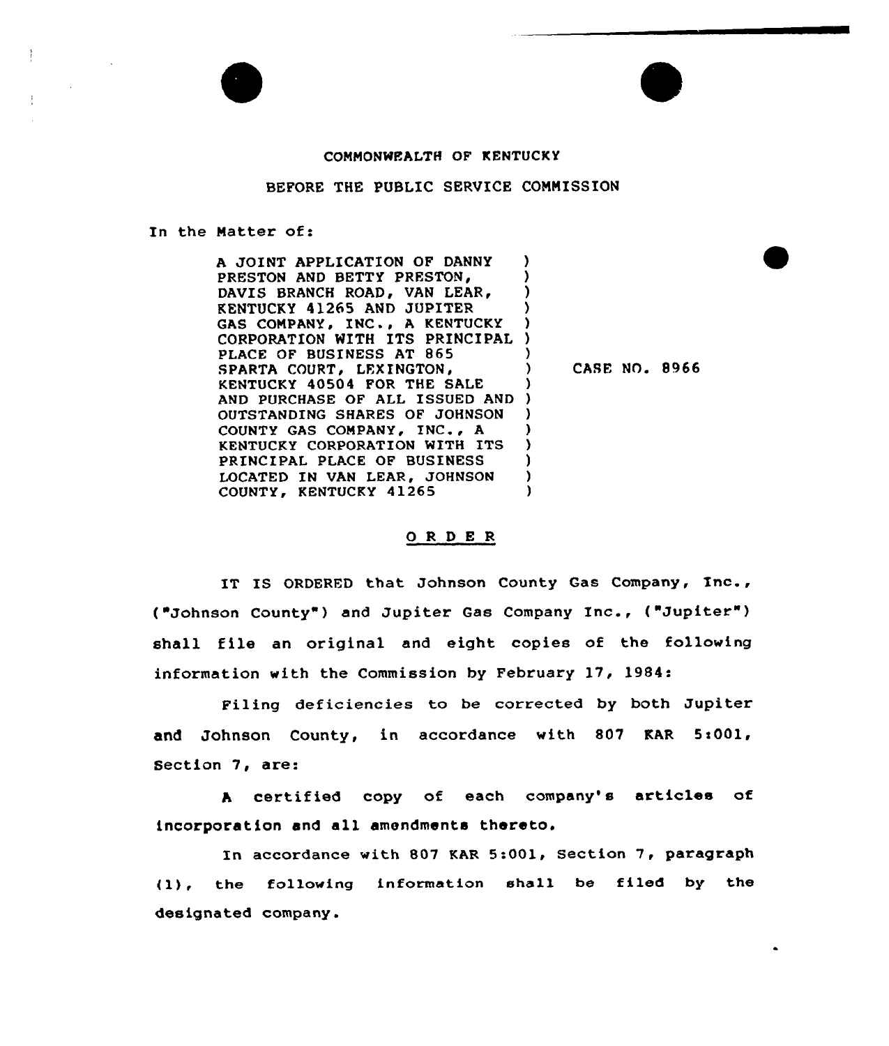COMMONWEALTH OF KENTUCKY

BEFORE THE PUBLIC SERVICE COMMISSION

In the Matter of:

A JOINT APPLICATION OF DANNY PRESTON AND BETTY PRESTON, DAVIS BRANCH ROAD, VAN LEAR, KENTUCKY 41265 AND JUPITER GAS COMPANY, INC., A KENTUCKY CORPORATION WITH ITS PRINCIPAL PLACE OF BUSINESS AT 865 SPARTA COURT, LEXINGTON, KENTUCKY 40504 FOR THE SALE AND PURCHASE OF ALL ISSUED AND OUTSTANDING SHARES OF JOHNSON COUNTY GAS COMPANY, INC., A KENTUCKY CORPORATION WITH ITS PRINCIPAL PLACE OF BUSINESS LOCATED IN VAN LEAR, JOHNSON COUNTY, KENTUCKY 41265 ) CASE NO. 8966

## O R D E R

IT IS ORDERED that Johnson County Gas Company, Inc., ("Johnson County") and Jupiter Gas Company Inc., ("Jupiter") shall file an original and eight copies of the following information with the Commission by February 17, 1984:

Filing deficiencies to be corrected by both Jupiter and Johnson County, in accordance with 807 KAR 5:001, Section 7, are:

A certified copy of each company's articles of incorporation and all amendments thereto.

In accordance with 807 KAR 5:001, Section 7, paragraph (1), the following information shall be filed by the designated company.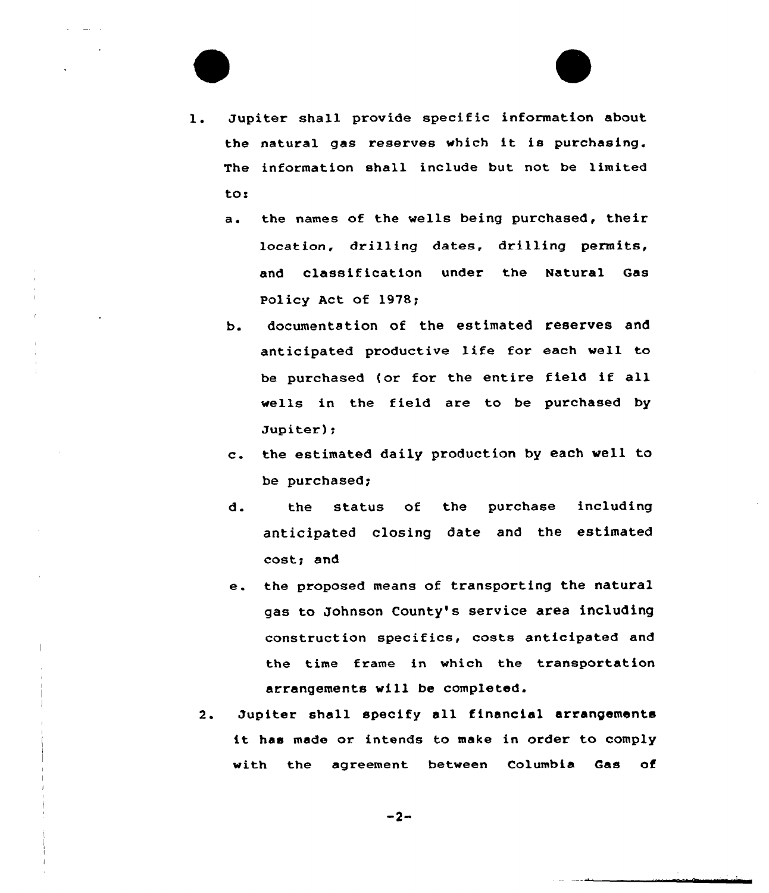1. Jupiter shall provide specific information about the natural gas reserves which it is purchasing. The information shall include but not be limited to:

   a. the names of the wells being purchased, their location, drilling dates, drilling permits, and classification under the Natural Gas Policy Act of 1978;

   b. documentation of the estimated reserves and anticipated productive life for each well to be purchased (or for the entire field if all wells in the field are to be purchased by Jupiter);

   c. the estimated daily production by each well to be purchased;

   d. the status of the purchase including anticipated closing date and the estimated cost; and

   e. the proposed means of transporting the natural gas to Johnson County's service area including construction specifics, costs anticipated and the time frame in which the transportation arrangements will be completed.

2. Jupiter shall specify all financial arrangements it has made or intends to make in order to comply with the agreement between Columbia Gas of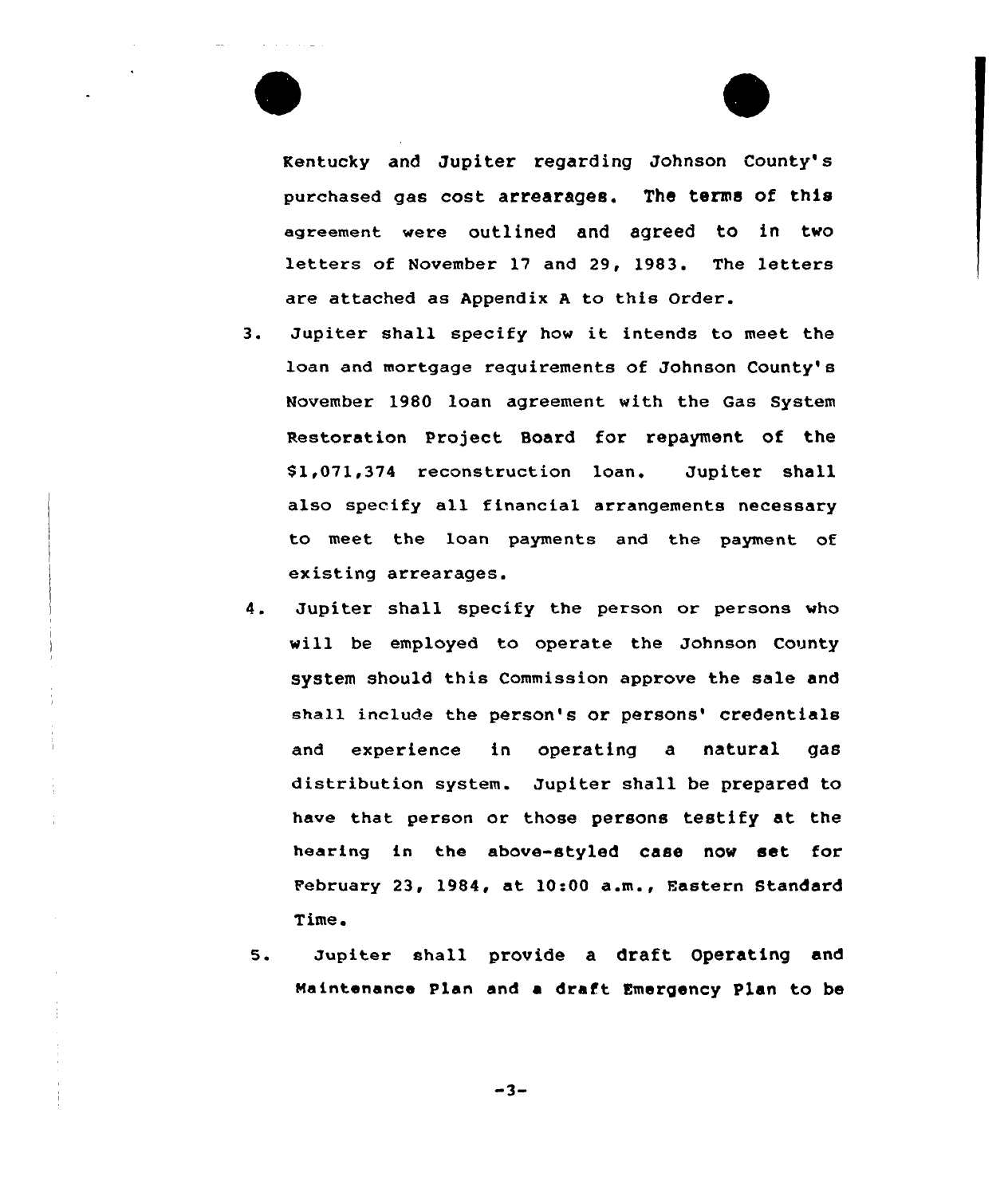Kentucky and Jupiter regarding Johnson County's purchased gas cost arrearages. The terms of this agreement were outlined and agreed to in two letters of November 17 and 29, 1983. The letters are attached as Appendix A to this Order.

3. Jupiter shall specify how it intends to meet the loan and mortgage requirements of Johnson County's November 1980 loan agreement with the Gas System Restoration Project Board for repayment of the $1,071,374 reconstruction loan. Jupiter shall also specify all financial arrangements necessary to meet the loan payments and the payment of existing arrearages.

4. Jupiter shall specify the person or persons who will be employed to operate the Johnson County system should this Commission approve the sale and shall include the person's or persons' credentials and experience in operating a natural gas distribution system. Jupiter shall be prepared to have that person or those persons testify at the hearing in the above-styled case now set for February 23, 1984, at 10:00 a.m., Eastern Standard Time.

5. Jupiter shall provide a draft Operating and Maintenance Plan and a draft Emergency Plan to be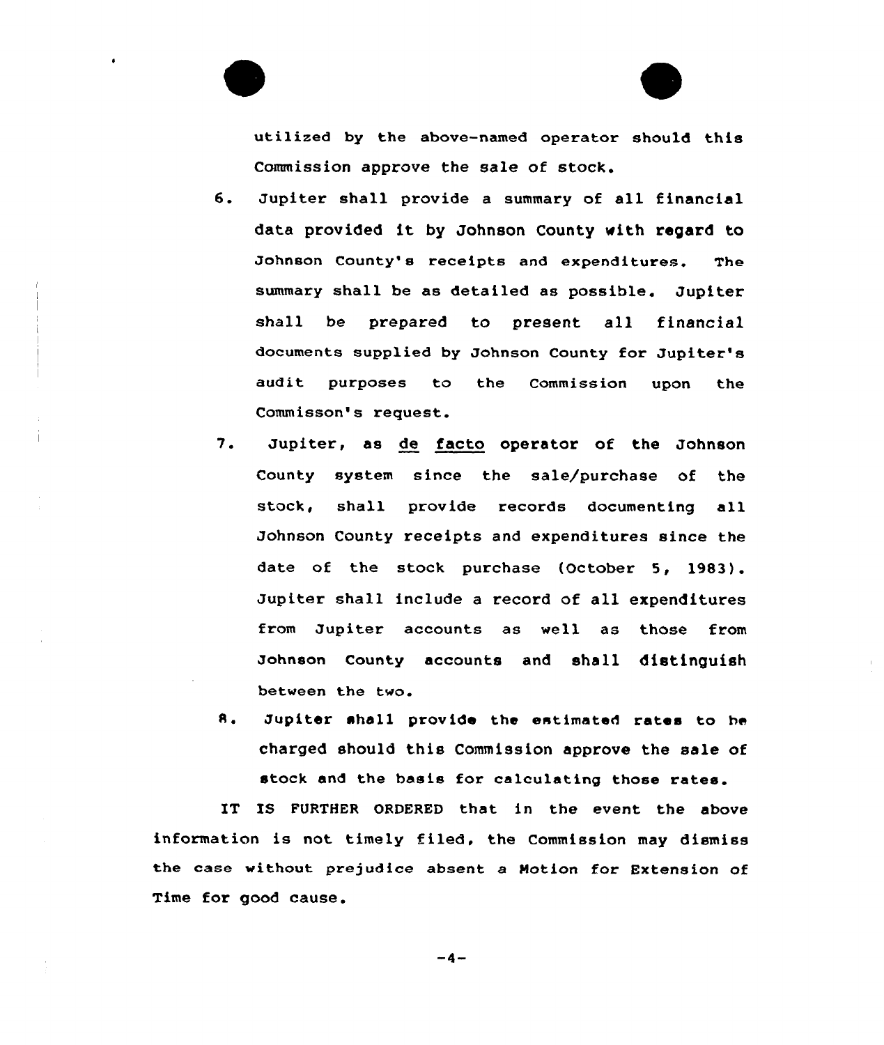utilized by the above-named operator should this Commission approve the sale of stock.

6. Jupiter shall provide a summary of all financial data provided it by Johnson County with regard to Johnson County's receipts and expenditures. The summary shall be as detailed as possible. Jupiter shall be prepared to present all financial documents supplied by Johnson County for Jupiter's audit purposes to the Commission upon the Commisson's request.

7. Jupiter, as <u>de facto</u> operator of the Johnson County system since the sale/purchase of the stock, shall provide records documenting all Johnson County receipts and expenditures since the date of the stock purchase (October 5, 1983). Jupiter shall include a record of all expenditures from Jupiter accounts as well as those from Johnson County accounts and shall distinguish between the two.

8. Jupiter shall provide the estimated rates to be charged should this Commission approve the sale of stock and the basis for calculating those rates.

IT IS FURTHER ORDERED that in the event the above information is not timely filed, the Commission may dismiss the case without prejudice absent a Motion for Extension of Time for good cause.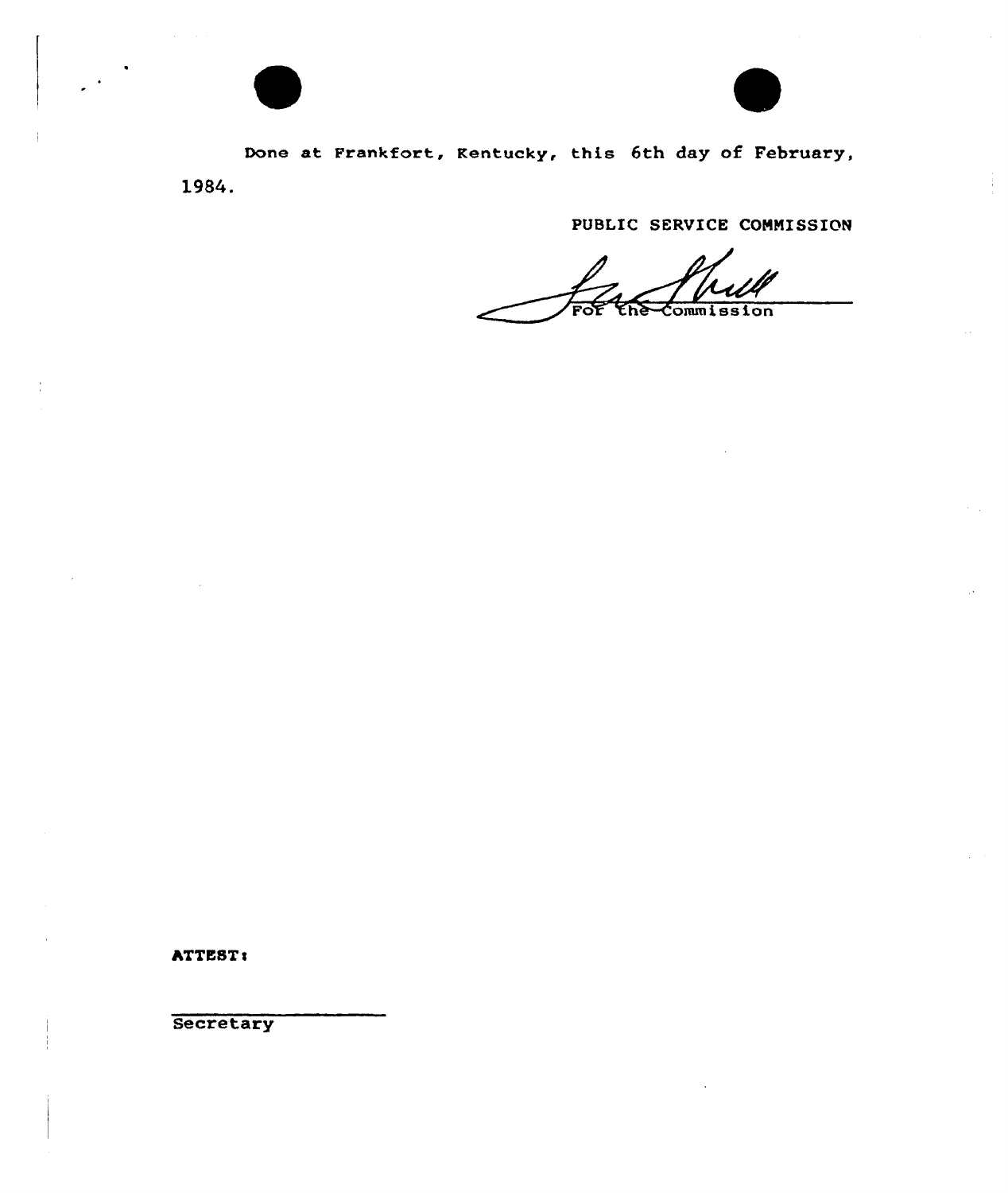Done at Frankfort, Kentucky, this 6th day of February, 1984.

PUBLIC SERVICE COMMISSION

For the Commission

ATTEST:

Secretary